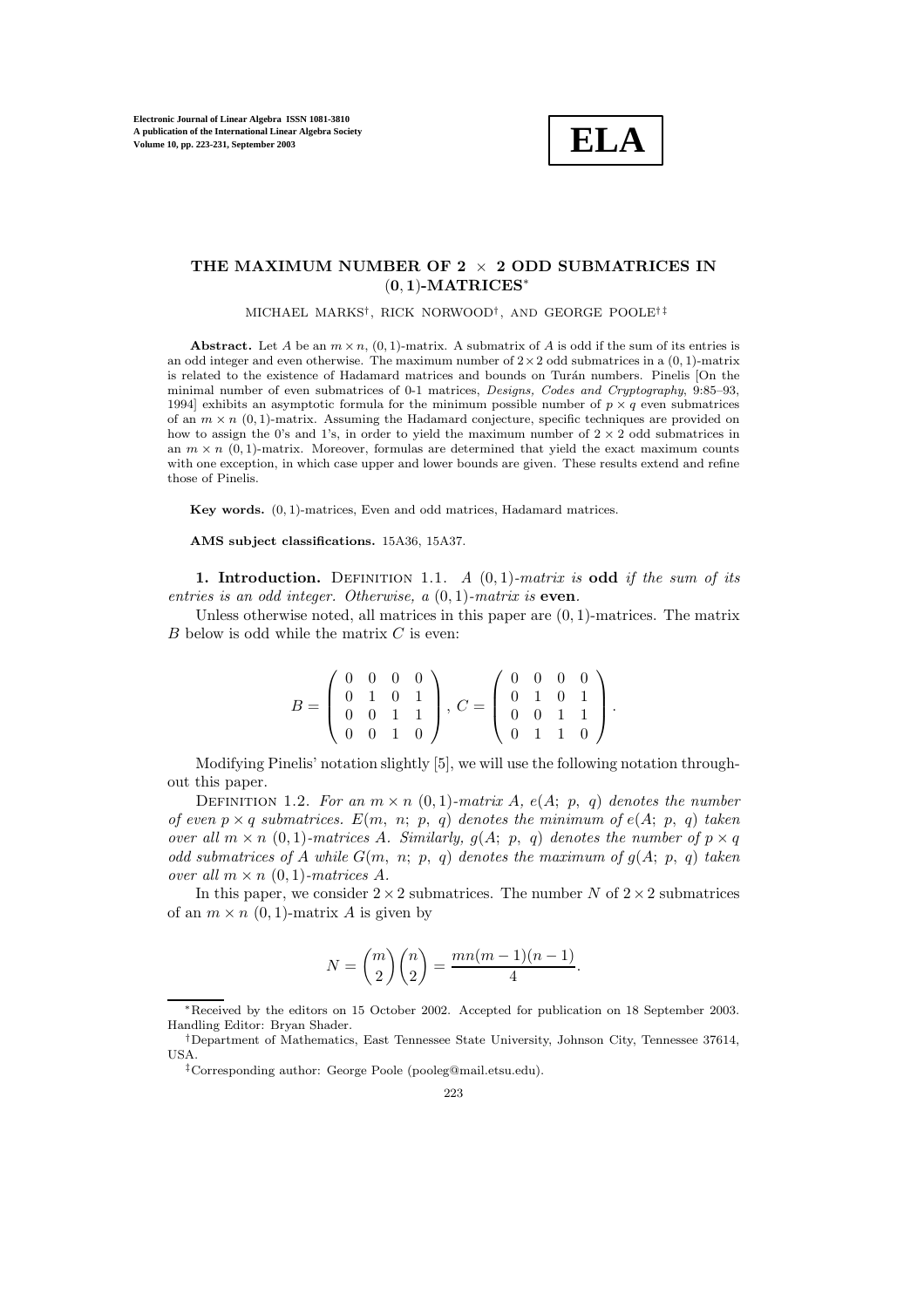# THE MAXIMUM NUMBER OF $2 \times 2$ ODD SUBMATRICES IN $(0,1)$-MATRICES*

MICHAEL MARKS†, RICK NORWOOD†, AND GEORGE POOLE†‡

**Abstract.** Let $A$ be an $m \times n$, $(0,1)$-matrix. A submatrix of $A$ is odd if the sum of its entries is an odd integer and even otherwise. The maximum number of $2 \times 2$ odd submatrices in a $(0,1)$-matrix is related to the existence of Hadamard matrices and bounds on Turán numbers. Pinelis [On the minimal number of even submatrices of 0-1 matrices, *Designs, Codes and Cryptography*, 9:85–93, 1994] exhibits an asymptotic formula for the minimum possible number of $p \times q$ even submatrices of an $m \times n$ $(0,1)$-matrix. Assuming the Hadamard conjecture, specific techniques are provided on how to assign the 0's and 1's, in order to yield the maximum number of $2 \times 2$ odd submatrices in an $m \times n$ $(0,1)$-matrix. Moreover, formulas are determined that yield the exact maximum counts with one exception, in which case upper and lower bounds are given. These results extend and refine those of Pinelis.

**Key words.** $(0,1)$-matrices, Even and odd matrices, Hadamard matrices.

**AMS subject classifications.** 15A36, 15A37.

**1. Introduction.** DEFINITION 1.1. *A $(0,1)$-matrix is* **odd** *if the sum of its entries is an odd integer. Otherwise, a $(0,1)$-matrix is* **even**.

Unless otherwise noted, all matrices in this paper are $(0,1)$-matrices. The matrix $B$ below is odd while the matrix $C$ is even:

$$B = \begin{pmatrix} 0 & 0 & 0 & 0 \\ 0 & 1 & 0 & 1 \\ 0 & 0 & 1 & 1 \\ 0 & 0 & 1 & 0 \end{pmatrix}, \; C = \begin{pmatrix} 0 & 0 & 0 & 0 \\ 0 & 1 & 0 & 1 \\ 0 & 0 & 1 & 1 \\ 0 & 1 & 1 & 0 \end{pmatrix}.$$

Modifying Pinelis' notation slightly [5], we will use the following notation throughout this paper.

DEFINITION 1.2. *For an $m \times n$ $(0,1)$-matrix $A$, $e(A;\ p,\ q)$ denotes the number of even $p \times q$ submatrices. $E(m,\ n;\ p,\ q)$ denotes the minimum of $e(A;\ p,\ q)$ taken over all $m \times n$ $(0,1)$-matrices $A$. Similarly, $g(A;\ p,\ q)$ denotes the number of $p \times q$ odd submatrices of $A$ while $G(m,\ n;\ p,\ q)$ denotes the maximum of $g(A;\ p,\ q)$ taken over all $m \times n$ $(0,1)$-matrices $A$.*

In this paper, we consider $2 \times 2$ submatrices. The number $N$ of $2 \times 2$ submatrices of an $m \times n$ $(0,1)$-matrix $A$ is given by

$$N = \binom{m}{2}\binom{n}{2} = \frac{mn(m-1)(n-1)}{4}.$$

---

*Received by the editors on 15 October 2002. Accepted for publication on 18 September 2003. Handling Editor: Bryan Shader.

†Department of Mathematics, East Tennessee State University, Johnson City, Tennessee 37614, USA.

‡Corresponding author: George Poole (pooleg@mail.etsu.edu).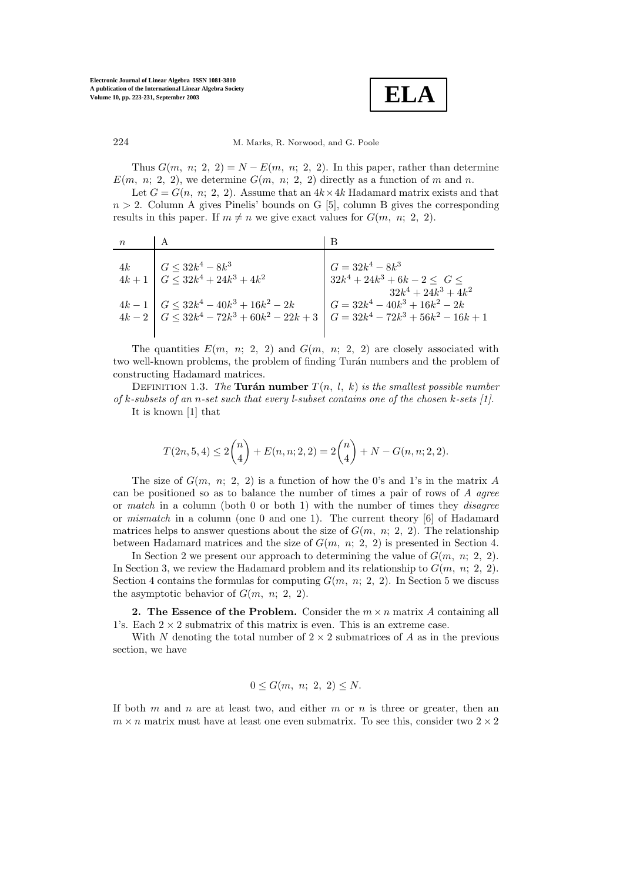Thus $G(m,\ n;\ 2,\ 2) = N - E(m,\ n;\ 2,\ 2)$. In this paper, rather than determine $E(m,\ n;\ 2,\ 2)$, we determine $G(m,\ n;\ 2,\ 2)$ directly as a function of $m$ and $n$.

Let $G = G(n,\ n;\ 2,\ 2)$. Assume that an $4k \times 4k$ Hadamard matrix exists and that $n > 2$. Column A gives Pinelis' bounds on G [5], column B gives the corresponding results in this paper. If $m \neq n$ we give exact values for $G(m,\ n;\ 2,\ 2)$.

| $n$ | A | B |
|---|---|---|
| $4k$ | $G \leq 32k^4 - 8k^3$ | $G = 32k^4 - 8k^3$ |
| $4k+1$ | $G \leq 32k^4 + 24k^3 + 4k^2$ | $32k^4 + 24k^3 + 6k - 2 \leq\ G \leq 32k^4 + 24k^3 + 4k^2$ |
| $4k-1$ | $G \leq 32k^4 - 40k^3 + 16k^2 - 2k$ | $G = 32k^4 - 40k^3 + 16k^2 - 2k$ |
| $4k-2$ | $G \leq 32k^4 - 72k^3 + 60k^2 - 22k + 3$ | $G = 32k^4 - 72k^3 + 56k^2 - 16k + 1$ |

The quantities $E(m,\ n;\ 2,\ 2)$ and $G(m,\ n;\ 2,\ 2)$ are closely associated with two well-known problems, the problem of finding Turán numbers and the problem of constructing Hadamard matrices.

Definition 1.3. *The* **Turán number** *$T(n,\ l,\ k)$ is the smallest possible number of $k$-subsets of an $n$-set such that every $l$-subset contains one of the chosen $k$-sets [1].*

It is known [1] that

$$T(2n, 5, 4) \leq 2\binom{n}{4} + E(n, n; 2, 2) = 2\binom{n}{4} + N - G(n, n; 2, 2).$$

The size of $G(m,\ n;\ 2,\ 2)$ is a function of how the 0's and 1's in the matrix $A$ can be positioned so as to balance the number of times a pair of rows of $A$ *agree* or *match* in a column (both 0 or both 1) with the number of times they *disagree* or *mismatch* in a column (one 0 and one 1). The current theory [6] of Hadamard matrices helps to answer questions about the size of $G(m,\ n;\ 2,\ 2)$. The relationship between Hadamard matrices and the size of $G(m,\ n;\ 2,\ 2)$ is presented in Section 4.

In Section 2 we present our approach to determining the value of $G(m,\ n;\ 2,\ 2)$. In Section 3, we review the Hadamard problem and its relationship to $G(m,\ n;\ 2,\ 2)$. Section 4 contains the formulas for computing $G(m,\ n;\ 2,\ 2)$. In Section 5 we discuss the asymptotic behavior of $G(m,\ n;\ 2,\ 2)$.

**2. The Essence of the Problem.** Consider the $m \times n$ matrix $A$ containing all 1's. Each $2 \times 2$ submatrix of this matrix is even. This is an extreme case.

With $N$ denoting the total number of $2 \times 2$ submatrices of $A$ as in the previous section, we have

$$0 \leq G(m,\ n;\ 2,\ 2) \leq N.$$

If both $m$ and $n$ are at least two, and either $m$ or $n$ is three or greater, then an $m \times n$ matrix must have at least one even submatrix. To see this, consider two $2 \times 2$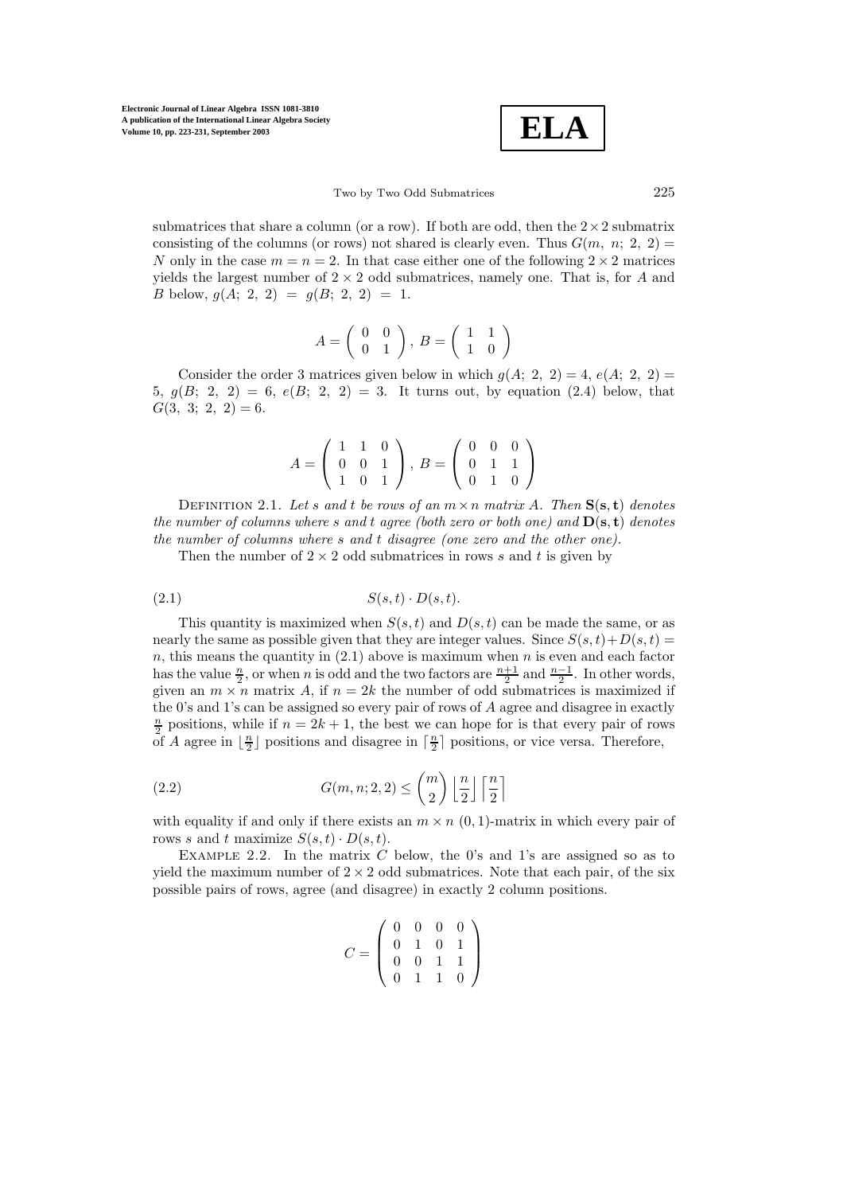submatrices that share a column (or a row). If both are odd, then the $2 \times 2$ submatrix consisting of the columns (or rows) not shared is clearly even. Thus $G(m,\ n;\ 2,\ 2) = N$ only in the case $m = n = 2$. In that case either one of the following $2 \times 2$ matrices yields the largest number of $2 \times 2$ odd submatrices, namely one. That is, for $A$ and $B$ below, $g(A;\ 2,\ 2)\ =\ g(B;\ 2,\ 2)\ =\ 1$.

$$A = \begin{pmatrix} 0 & 0 \\ 0 & 1 \end{pmatrix},\ B = \begin{pmatrix} 1 & 1 \\ 1 & 0 \end{pmatrix}$$

Consider the order 3 matrices given below in which $g(A;\ 2,\ 2) = 4$, $e(A;\ 2,\ 2) = 5$, $g(B;\ 2,\ 2) = 6$, $e(B;\ 2,\ 2) = 3$. It turns out, by equation (2.4) below, that $G(3,\ 3;\ 2,\ 2) = 6$.

$$A = \begin{pmatrix} 1 & 1 & 0 \\ 0 & 0 & 1 \\ 1 & 0 & 1 \end{pmatrix},\ B = \begin{pmatrix} 0 & 0 & 0 \\ 0 & 1 & 1 \\ 0 & 1 & 0 \end{pmatrix}$$

Definition 2.1. *Let $s$ and $t$ be rows of an $m \times n$ matrix $A$. Then $\mathbf{S}(\mathbf{s}, \mathbf{t})$ denotes the number of columns where $s$ and $t$ agree (both zero or both one) and $\mathbf{D}(\mathbf{s}, \mathbf{t})$ denotes the number of columns where $s$ and $t$ disagree (one zero and the other one).*

Then the number of $2 \times 2$ odd submatrices in rows $s$ and $t$ is given by

$$S(s,t) \cdot D(s,t). \tag{2.1}$$

This quantity is maximized when $S(s,t)$ and $D(s,t)$ can be made the same, or as nearly the same as possible given that they are integer values. Since $S(s,t) + D(s,t) = n$, this means the quantity in (2.1) above is maximum when $n$ is even and each factor has the value $\frac{n}{2}$, or when $n$ is odd and the two factors are $\frac{n+1}{2}$ and $\frac{n-1}{2}$. In other words, given an $m \times n$ matrix $A$, if $n = 2k$ the number of odd submatrices is maximized if the 0's and 1's can be assigned so every pair of rows of $A$ agree and disagree in exactly $\frac{n}{2}$ positions, while if $n = 2k+1$, the best we can hope for is that every pair of rows of $A$ agree in $\lfloor \frac{n}{2} \rfloor$ positions and disagree in $\lceil \frac{n}{2} \rceil$ positions, or vice versa. Therefore,

$$G(m,n;2,2) \leq \binom{m}{2} \left\lfloor \frac{n}{2} \right\rfloor \left\lceil \frac{n}{2} \right\rceil \tag{2.2}$$

with equality if and only if there exists an $m \times n$ $(0,1)$-matrix in which every pair of rows $s$ and $t$ maximize $S(s,t) \cdot D(s,t)$.

Example 2.2. In the matrix $C$ below, the 0's and 1's are assigned so as to yield the maximum number of $2 \times 2$ odd submatrices. Note that each pair, of the six possible pairs of rows, agree (and disagree) in exactly 2 column positions.

$$C = \begin{pmatrix} 0 & 0 & 0 & 0 \\ 0 & 1 & 0 & 1 \\ 0 & 0 & 1 & 1 \\ 0 & 1 & 1 & 0 \end{pmatrix}$$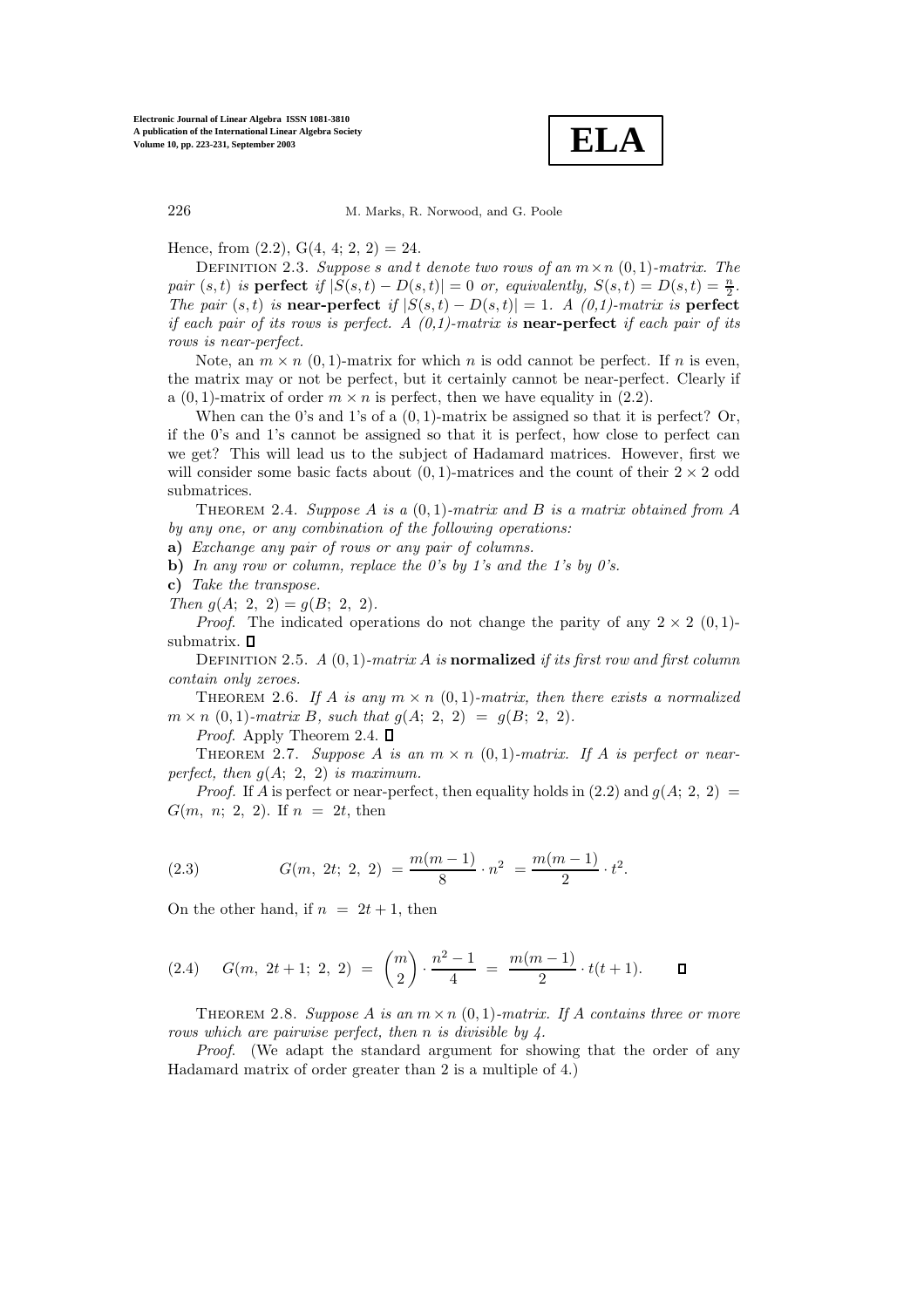Hence, from (2.2), $G(4, 4; 2, 2) = 24$.

Definition 2.3. *Suppose $s$ and $t$ denote two rows of an $m \times n$ $(0,1)$-matrix. The pair $(s,t)$ is* **perfect** *if $|S(s,t) - D(s,t)| = 0$ or, equivalently, $S(s,t) = D(s,t) = \frac{n}{2}$. The pair $(s,t)$ is* **near-perfect** *if $|S(s,t) - D(s,t)| = 1$. A (0,1)-matrix is* **perfect** *if each pair of its rows is perfect. A (0,1)-matrix is* **near-perfect** *if each pair of its rows is near-perfect.*

Note, an $m \times n$ $(0,1)$-matrix for which $n$ is odd cannot be perfect. If $n$ is even, the matrix may or not be perfect, but it certainly cannot be near-perfect. Clearly if a $(0,1)$-matrix of order $m \times n$ is perfect, then we have equality in (2.2).

When can the 0's and 1's of a $(0,1)$-matrix be assigned so that it is perfect? Or, if the 0's and 1's cannot be assigned so that it is perfect, how close to perfect can we get? This will lead us to the subject of Hadamard matrices. However, first we will consider some basic facts about $(0,1)$-matrices and the count of their $2 \times 2$ odd submatrices.

Theorem 2.4. *Suppose $A$ is a $(0,1)$-matrix and $B$ is a matrix obtained from $A$ by any one, or any combination of the following operations:*

**a)** *Exchange any pair of rows or any pair of columns.*

**b)** *In any row or column, replace the 0's by 1's and the 1's by 0's.*

**c)** *Take the transpose.*

*Then $g(A;\ 2,\ 2) = g(B;\ 2,\ 2)$.*

*Proof*. The indicated operations do not change the parity of any $2 \times 2$ $(0,1)$-submatrix. ∎

Definition 2.5. *A $(0,1)$-matrix $A$ is* **normalized** *if its first row and first column contain only zeroes.*

Theorem 2.6. *If $A$ is any $m \times n$ $(0,1)$-matrix, then there exists a normalized $m \times n$ $(0,1)$-matrix $B$, such that $g(A;\ 2,\ 2) = g(B;\ 2,\ 2)$.*

*Proof*. Apply Theorem 2.4. ∎

Theorem 2.7. *Suppose $A$ is an $m \times n$ $(0,1)$-matrix. If $A$ is perfect or near-perfect, then $g(A;\ 2,\ 2)$ is maximum.*

*Proof*. If $A$ is perfect or near-perfect, then equality holds in (2.2) and $g(A;\ 2,\ 2) = G(m,\ n;\ 2,\ 2)$. If $n = 2t$, then

$$G(m,\ 2t;\ 2,\ 2) = \frac{m(m-1)}{8} \cdot n^2 = \frac{m(m-1)}{2} \cdot t^2. \tag{2.3}$$

On the other hand, if $n = 2t+1$, then

$$G(m,\ 2t+1;\ 2,\ 2) = \binom{m}{2} \cdot \frac{n^2-1}{4} = \frac{m(m-1)}{2} \cdot t(t+1). \tag{2.4}$$

∎

Theorem 2.8. *Suppose $A$ is an $m \times n$ $(0,1)$-matrix. If $A$ contains three or more rows which are pairwise perfect, then $n$ is divisible by 4.*

*Proof*. (We adapt the standard argument for showing that the order of any Hadamard matrix of order greater than 2 is a multiple of 4.)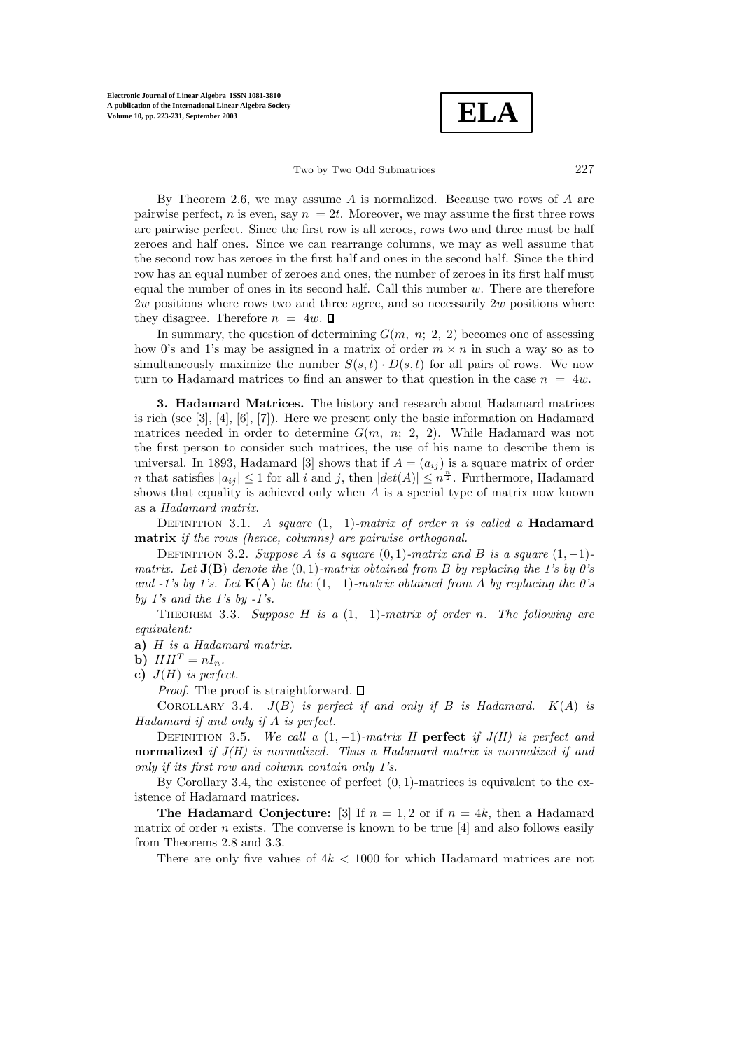By Theorem 2.6, we may assume $A$ is normalized. Because two rows of $A$ are pairwise perfect, $n$ is even, say $n = 2t$. Moreover, we may assume the first three rows are pairwise perfect. Since the first row is all zeroes, rows two and three must be half zeroes and half ones. Since we can rearrange columns, we may as well assume that the second row has zeroes in the first half and ones in the second half. Since the third row has an equal number of zeroes and ones, the number of zeroes in its first half must equal the number of ones in its second half. Call this number $w$. There are therefore $2w$ positions where rows two and three agree, and so necessarily $2w$ positions where they disagree. Therefore $n = 4w$. □

In summary, the question of determining $G(m,\ n;\ 2,\ 2)$ becomes one of assessing how 0's and 1's may be assigned in a matrix of order $m \times n$ in such a way so as to simultaneously maximize the number $S(s,t) \cdot D(s,t)$ for all pairs of rows. We now turn to Hadamard matrices to find an answer to that question in the case $n = 4w$.

**3. Hadamard Matrices.** The history and research about Hadamard matrices is rich (see [3], [4], [6], [7]). Here we present only the basic information on Hadamard matrices needed in order to determine $G(m,\ n;\ 2,\ 2)$. While Hadamard was not the first person to consider such matrices, the use of his name to describe them is universal. In 1893, Hadamard [3] shows that if $A = (a_{ij})$ is a square matrix of order $n$ that satisfies $|a_{ij}| \leq 1$ for all $i$ and $j$, then $|det(A)| \leq n^{\frac{n}{2}}$. Furthermore, Hadamard shows that equality is achieved only when $A$ is a special type of matrix now known as a *Hadamard matrix*.

Definition 3.1. *A square $(1,-1)$-matrix of order $n$ is called a* **Hadamard matrix** *if the rows (hence, columns) are pairwise orthogonal.*

Definition 3.2. *Suppose $A$ is a square $(0,1)$-matrix and $B$ is a square $(1,-1)$-matrix. Let* $\mathbf{J}(\mathbf{B})$ *denote the $(0,1)$-matrix obtained from $B$ by replacing the 1's by 0's and -1's by 1's. Let* $\mathbf{K}(\mathbf{A})$ *be the $(1,-1)$-matrix obtained from $A$ by replacing the 0's by 1's and the 1's by -1's.*

Theorem 3.3. *Suppose $H$ is a $(1,-1)$-matrix of order $n$. The following are equivalent:*

**a)** *$H$ is a Hadamard matrix.*

**b)** $HH^T = nI_n$.

**c)** *$J(H)$ is perfect.*

*Proof.* The proof is straightforward. □

Corollary 3.4. *$J(B)$ is perfect if and only if $B$ is Hadamard. $K(A)$ is Hadamard if and only if $A$ is perfect.*

Definition 3.5. *We call a $(1,-1)$-matrix $H$* **perfect** *if $J(H)$ is perfect and* **normalized** *if $J(H)$ is normalized. Thus a Hadamard matrix is normalized if and only if its first row and column contain only 1's.*

By Corollary 3.4, the existence of perfect $(0,1)$-matrices is equivalent to the existence of Hadamard matrices.

**The Hadamard Conjecture:** [3] If $n = 1, 2$ or if $n = 4k$, then a Hadamard matrix of order $n$ exists. The converse is known to be true [4] and also follows easily from Theorems 2.8 and 3.3.

There are only five values of $4k < 1000$ for which Hadamard matrices are not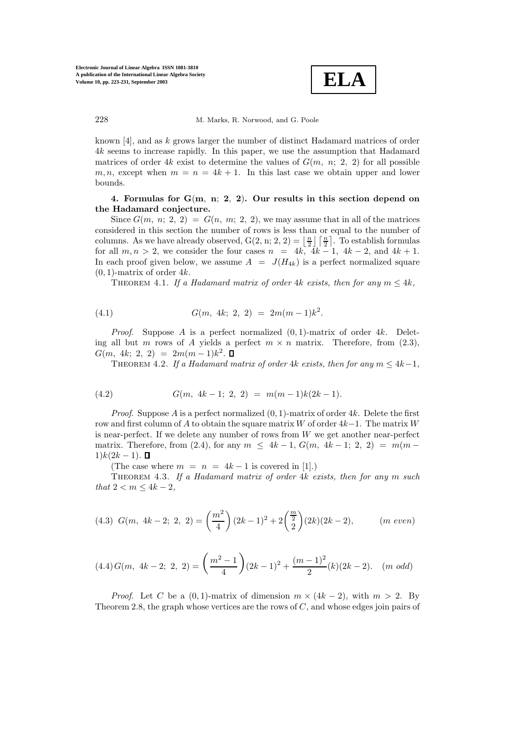known [4], and as $k$ grows larger the number of distinct Hadamard matrices of order $4k$ seems to increase rapidly. In this paper, we use the assumption that Hadamard matrices of order $4k$ exist to determine the values of $G(m,\ n;\ 2,\ 2)$ for all possible $m, n$, except when $m = n = 4k+1$. In this last case we obtain upper and lower bounds.

**4. Formulas for $G(m,\ n;\ 2,\ 2)$. Our results in this section depend on the Hadamard conjecture.**

Since $G(m,\ n;\ 2,\ 2) = G(n,\ m;\ 2,\ 2)$, we may assume that in all of the matrices considered in this section the number of rows is less than or equal to the number of columns. As we have already observed, $G(2, n; 2, 2) = \left\lfloor \frac{n}{2} \right\rfloor \left\lceil \frac{n}{2} \right\rceil$. To establish formulas for all $m, n > 2$, we consider the four cases $n = 4k,\ 4k-1,\ 4k-2$, and $4k+1$. In each proof given below, we assume $A = J(H_{4k})$ is a perfect normalized square $(0,1)$-matrix of order $4k$.

THEOREM 4.1. *If a Hadamard matrix of order $4k$ exists, then for any $m \leq 4k$,*

$$G(m,\ 4k;\ 2,\ 2) = 2m(m-1)k^2. \tag{4.1}$$

*Proof.* Suppose $A$ is a perfect normalized $(0,1)$-matrix of order $4k$. Deleting all but $m$ rows of $A$ yields a perfect $m \times n$ matrix. Therefore, from (2.3), $G(m,\ 4k;\ 2,\ 2) = 2m(m-1)k^2$. □

THEOREM 4.2. *If a Hadamard matrix of order $4k$ exists, then for any $m \leq 4k-1$,*

$$G(m,\ 4k-1;\ 2,\ 2) = m(m-1)k(2k-1). \tag{4.2}$$

*Proof.* Suppose $A$ is a perfect normalized $(0,1)$-matrix of order $4k$. Delete the first row and first column of $A$ to obtain the square matrix $W$ of order $4k-1$. The matrix $W$ is near-perfect. If we delete any number of rows from $W$ we get another near-perfect matrix. Therefore, from (2.4), for any $m \leq 4k-1$, $G(m,\ 4k-1;\ 2,\ 2) = m(m-1)k(2k-1)$. □

(The case where $m = n = 4k-1$ is covered in [1].)

THEOREM 4.3. *If a Hadamard matrix of order $4k$ exists, then for any $m$ such that $2 < m \leq 4k-2$,*

$$G(m,\ 4k-2;\ 2,\ 2) = \left(\frac{m^2}{4}\right)(2k-1)^2 + 2\binom{\frac{m}{2}}{2}(2k)(2k-2), \qquad (m\ even) \tag{4.3}$$

$$G(m,\ 4k-2;\ 2,\ 2) = \left(\frac{m^2-1}{4}\right)(2k-1)^2 + \frac{(m-1)^2}{2}(k)(2k-2). \quad (m\ odd) \tag{4.4}$$

*Proof.* Let $C$ be a $(0,1)$-matrix of dimension $m \times (4k-2)$, with $m > 2$. By Theorem 2.8, the graph whose vertices are the rows of $C$, and whose edges join pairs of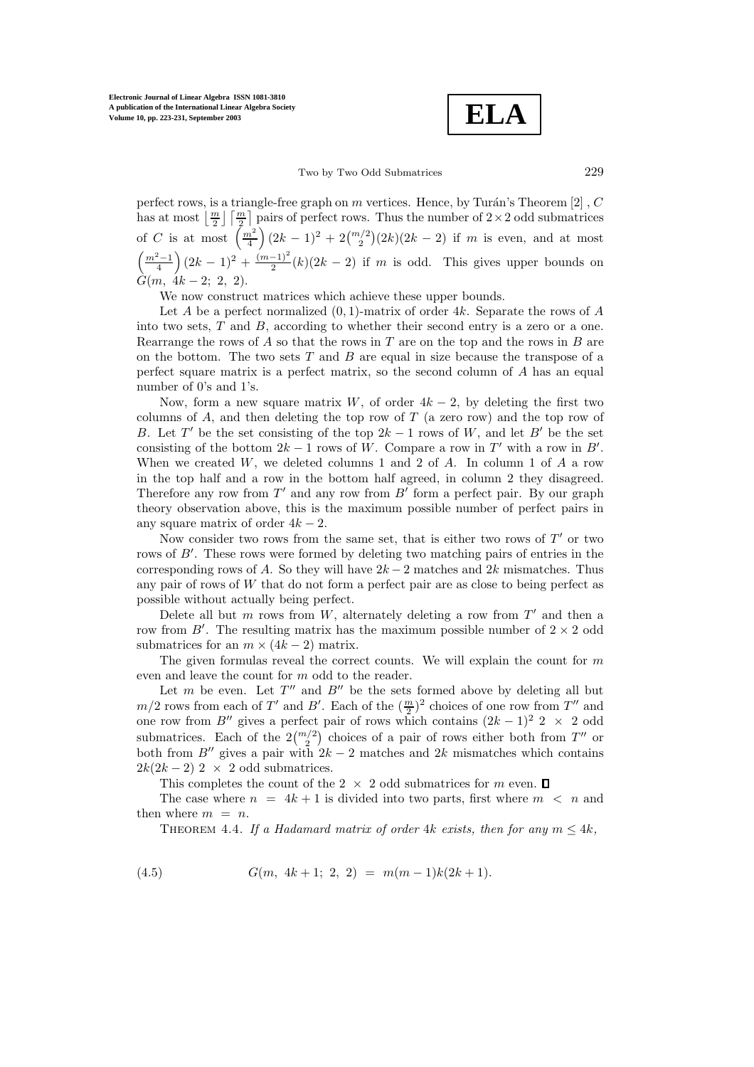perfect rows, is a triangle-free graph on $m$ vertices. Hence, by Turán's Theorem [2] , $C$ has at most $\lfloor \frac{m}{2} \rfloor \lceil \frac{m}{2} \rceil$ pairs of perfect rows. Thus the number of $2\times 2$ odd submatrices of $C$ is at most $\left(\frac{m^2}{4}\right)(2k-1)^2 + 2\binom{m/2}{2}(2k)(2k-2)$ if $m$ is even, and at most $\left(\frac{m^2-1}{4}\right)(2k-1)^2 + \frac{(m-1)^2}{2}(k)(2k-2)$ if $m$ is odd. This gives upper bounds on $G(m,\ 4k-2;\ 2,\ 2)$.

We now construct matrices which achieve these upper bounds.

Let $A$ be a perfect normalized $(0,1)$-matrix of order $4k$. Separate the rows of $A$ into two sets, $T$ and $B$, according to whether their second entry is a zero or a one. Rearrange the rows of $A$ so that the rows in $T$ are on the top and the rows in $B$ are on the bottom. The two sets $T$ and $B$ are equal in size because the transpose of a perfect square matrix is a perfect matrix, so the second column of $A$ has an equal number of 0's and 1's.

Now, form a new square matrix $W$, of order $4k-2$, by deleting the first two columns of $A$, and then deleting the top row of $T$ (a zero row) and the top row of $B$. Let $T'$ be the set consisting of the top $2k-1$ rows of $W$, and let $B'$ be the set consisting of the bottom $2k-1$ rows of $W$. Compare a row in $T'$ with a row in $B'$. When we created $W$, we deleted columns 1 and 2 of $A$. In column 1 of $A$ a row in the top half and a row in the bottom half agreed, in column 2 they disagreed. Therefore any row from $T'$ and any row from $B'$ form a perfect pair. By our graph theory observation above, this is the maximum possible number of perfect pairs in any square matrix of order $4k-2$.

Now consider two rows from the same set, that is either two rows of $T'$ or two rows of $B'$. These rows were formed by deleting two matching pairs of entries in the corresponding rows of $A$. So they will have $2k-2$ matches and $2k$ mismatches. Thus any pair of rows of $W$ that do not form a perfect pair are as close to being perfect as possible without actually being perfect.

Delete all but $m$ rows from $W$, alternately deleting a row from $T'$ and then a row from $B'$. The resulting matrix has the maximum possible number of $2\times 2$ odd submatrices for an $m\times(4k-2)$ matrix.

The given formulas reveal the correct counts. We will explain the count for $m$ even and leave the count for $m$ odd to the reader.

Let $m$ be even. Let $T''$ and $B''$ be the sets formed above by deleting all but $m/2$ rows from each of $T'$ and $B'$. Each of the $(\frac{m}{2})^2$ choices of one row from $T''$ and one row from $B''$ gives a perfect pair of rows which contains $(2k-1)^2$ $2\ \times\ 2$ odd submatrices. Each of the $2\binom{m/2}{2}$ choices of a pair of rows either both from $T''$ or both from $B''$ gives a pair with $2k-2$ matches and $2k$ mismatches which contains $2k(2k-2)$ $2\ \times\ 2$ odd submatrices.

This completes the count of the $2\ \times\ 2$ odd submatrices for $m$ even. ∎

The case where $n\ =\ 4k+1$ is divided into two parts, first where $m\ <\ n$ and then where $m\ =\ n$.

Theorem 4.4. *If a Hadamard matrix of order* $4k$ *exists, then for any* $m \le 4k$,

$$G(m,\ 4k+1;\ 2,\ 2)\ =\ m(m-1)k(2k+1). \tag{4.5}$$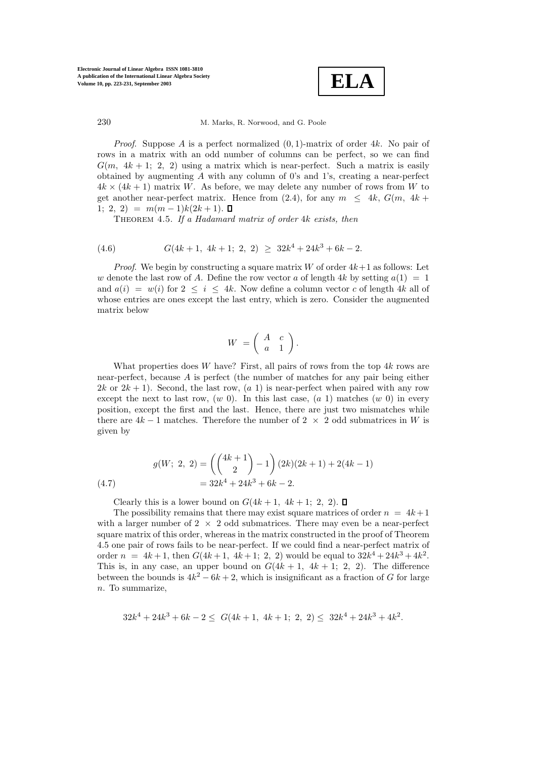*Proof*. Suppose $A$ is a perfect normalized $(0,1)$-matrix of order $4k$. No pair of rows in a matrix with an odd number of columns can be perfect, so we can find $G(m,\ 4k+1;\ 2,\ 2)$ using a matrix which is near-perfect. Such a matrix is easily obtained by augmenting $A$ with any column of 0's and 1's, creating a near-perfect $4k \times (4k+1)$ matrix $W$. As before, we may delete any number of rows from $W$ to get another near-perfect matrix. Hence from (2.4), for any $m \leq 4k$, $G(m,\ 4k+1;\ 2,\ 2) = m(m-1)k(2k+1)$. ∎

THEOREM 4.5. *If a Hadamard matrix of order* $4k$ *exists, then*

$$G(4k+1,\ 4k+1;\ 2,\ 2) \geq 32k^4 + 24k^3 + 6k - 2. \tag{4.6}$$

*Proof*. We begin by constructing a square matrix $W$ of order $4k+1$ as follows: Let $w$ denote the last row of $A$. Define the row vector $a$ of length $4k$ by setting $a(1) = 1$ and $a(i) = w(i)$ for $2 \leq i \leq 4k$. Now define a column vector $c$ of length $4k$ all of whose entries are ones except the last entry, which is zero. Consider the augmented matrix below

$$W = \begin{pmatrix} A & c \\ a & 1 \end{pmatrix}.$$

What properties does $W$ have? First, all pairs of rows from the top $4k$ rows are near-perfect, because $A$ is perfect (the number of matches for any pair being either $2k$ or $2k+1$). Second, the last row, $(a\ 1)$ is near-perfect when paired with any row except the next to last row, $(w\ 0)$. In this last case, $(a\ 1)$ matches $(w\ 0)$ in every position, except the first and the last. Hence, there are just two mismatches while there are $4k-1$ matches. Therefore the number of $2 \times 2$ odd submatrices in $W$ is given by

$$\begin{aligned} g(W;\ 2,\ 2) &= \left( \binom{4k+1}{2} - 1 \right)(2k)(2k+1) + 2(4k-1) \\ &= 32k^4 + 24k^3 + 6k - 2. \end{aligned} \tag{4.7}$$

Clearly this is a lower bound on $G(4k+1,\ 4k+1;\ 2,\ 2)$. ∎

The possibility remains that there may exist square matrices of order $n = 4k+1$ with a larger number of $2 \times 2$ odd submatrices. There may even be a near-perfect square matrix of this order, whereas in the matrix constructed in the proof of Theorem 4.5 one pair of rows fails to be near-perfect. If we could find a near-perfect matrix of order $n = 4k+1$, then $G(4k+1,\ 4k+1;\ 2,\ 2)$ would be equal to $32k^4 + 24k^3 + 4k^2$. This is, in any case, an upper bound on $G(4k+1,\ 4k+1;\ 2,\ 2)$. The difference between the bounds is $4k^2 - 6k + 2$, which is insignificant as a fraction of $G$ for large $n$. To summarize,

$$32k^4 + 24k^3 + 6k - 2 \leq G(4k+1,\ 4k+1;\ 2,\ 2) \leq 32k^4 + 24k^3 + 4k^2.$$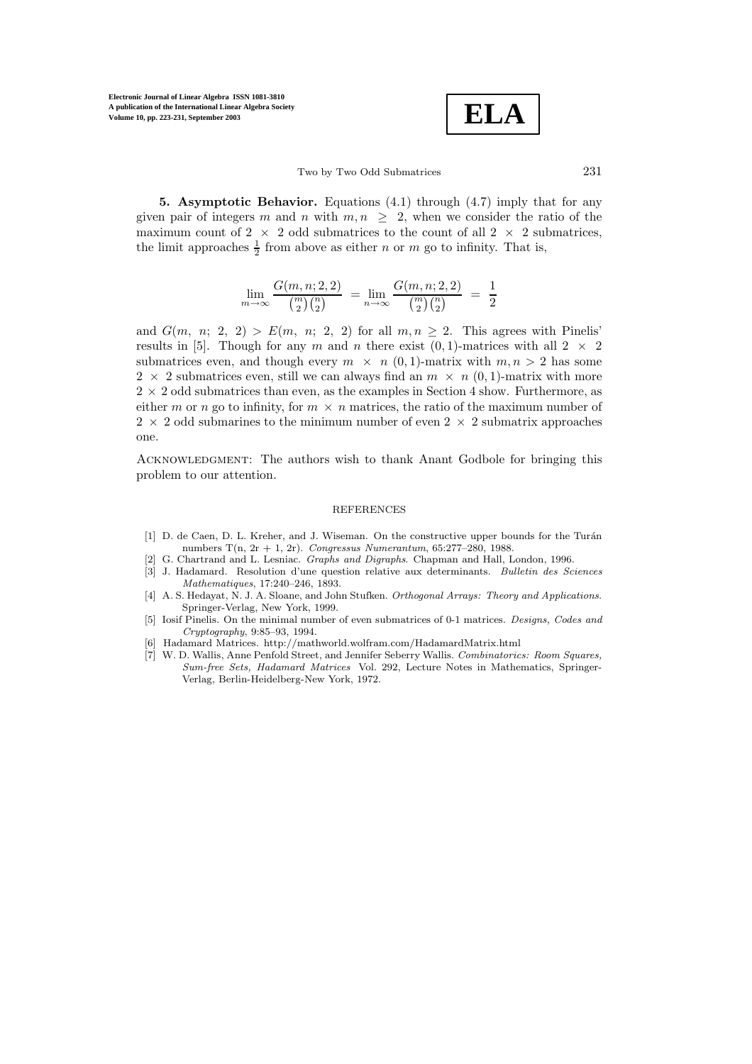**5. Asymptotic Behavior.** Equations (4.1) through (4.7) imply that for any given pair of integers $m$ and $n$ with $m, n \geq 2$, when we consider the ratio of the maximum count of $2 \times 2$ odd submatrices to the count of all $2 \times 2$ submatrices, the limit approaches $\frac{1}{2}$ from above as either $n$ or $m$ go to infinity. That is,

$$\lim_{m\to\infty} \frac{G(m,n;2,2)}{\binom{m}{2}\binom{n}{2}} = \lim_{n\to\infty} \frac{G(m,n;2,2)}{\binom{m}{2}\binom{n}{2}} = \frac{1}{2}$$

and $G(m,\ n;\ 2,\ 2) > E(m,\ n;\ 2,\ 2)$ for all $m, n \geq 2$. This agrees with Pinelis' results in [5]. Though for any $m$ and $n$ there exist $(0,1)$-matrices with all $2 \times 2$ submatrices even, and though every $m \times n$ $(0,1)$-matrix with $m, n > 2$ has some $2 \times 2$ submatrices even, still we can always find an $m \times n$ $(0,1)$-matrix with more $2 \times 2$ odd submatrices than even, as the examples in Section 4 show. Furthermore, as either $m$ or $n$ go to infinity, for $m \times n$ matrices, the ratio of the maximum number of $2 \times 2$ odd submarines to the minimum number of even $2 \times 2$ submatrix approaches one.

Acknowledgment: The authors wish to thank Anant Godbole for bringing this problem to our attention.

## REFERENCES

[1] D. de Caen, D. L. Kreher, and J. Wiseman. On the constructive upper bounds for the Turán numbers T(n, 2r + 1, 2r). *Congressus Numerantum*, 65:277–280, 1988.

[2] G. Chartrand and L. Lesniac. *Graphs and Digraphs*. Chapman and Hall, London, 1996.

[3] J. Hadamard. Resolution d'une question relative aux determinants. *Bulletin des Sciences Mathematiques*, 17:240–246, 1893.

[4] A. S. Hedayat, N. J. A. Sloane, and John Stufken. *Orthogonal Arrays: Theory and Applications*. Springer-Verlag, New York, 1999.

[5] Iosif Pinelis. On the minimal number of even submatrices of 0-1 matrices. *Designs, Codes and Cryptography*, 9:85–93, 1994.

[6] Hadamard Matrices. http://mathworld.wolfram.com/HadamardMatrix.html

[7] W. D. Wallis, Anne Penfold Street, and Jennifer Seberry Wallis. *Combinatorics: Room Squares, Sum-free Sets, Hadamard Matrices* Vol. 292, Lecture Notes in Mathematics, Springer-Verlag, Berlin-Heidelberg-New York, 1972.